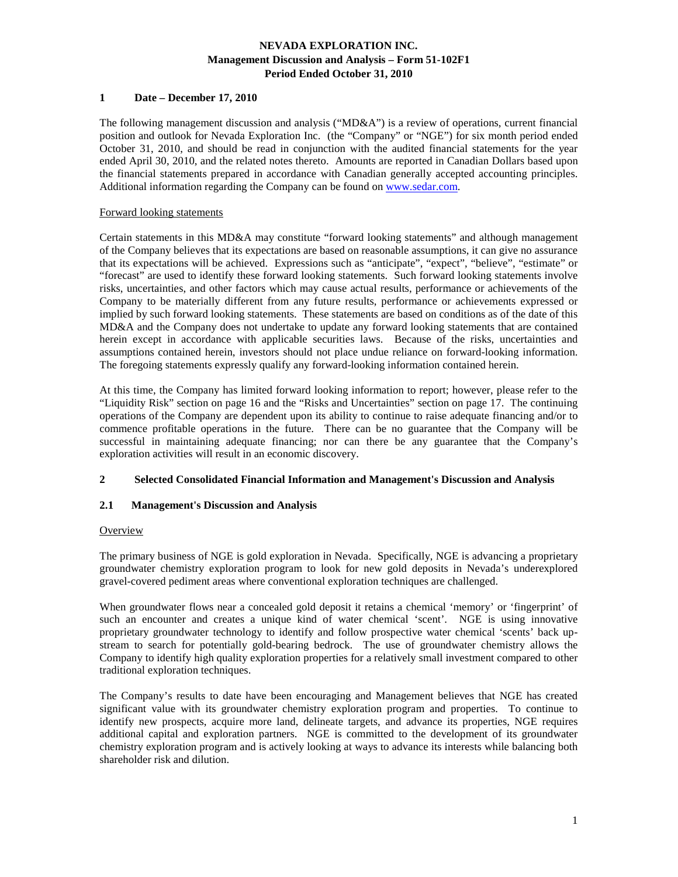# NEVADA EXPLORATION INC.
## Management Discussion and Analysis – Form 51-102F1
## Period Ended October 31, 2010

## 1 Date – December 17, 2010

The following management discussion and analysis ("MD&A") is a review of operations, current financial position and outlook for Nevada Exploration Inc. (the "Company" or "NGE") for six month period ended October 31, 2010, and should be read in conjunction with the audited financial statements for the year ended April 30, 2010, and the related notes thereto. Amounts are reported in Canadian Dollars based upon the financial statements prepared in accordance with Canadian generally accepted accounting principles. Additional information regarding the Company can be found on www.sedar.com.

Forward looking statements

Certain statements in this MD&A may constitute "forward looking statements" and although management of the Company believes that its expectations are based on reasonable assumptions, it can give no assurance that its expectations will be achieved. Expressions such as "anticipate", "expect", "believe", "estimate" or "forecast" are used to identify these forward looking statements. Such forward looking statements involve risks, uncertainties, and other factors which may cause actual results, performance or achievements of the Company to be materially different from any future results, performance or achievements expressed or implied by such forward looking statements. These statements are based on conditions as of the date of this MD&A and the Company does not undertake to update any forward looking statements that are contained herein except in accordance with applicable securities laws. Because of the risks, uncertainties and assumptions contained herein, investors should not place undue reliance on forward-looking information. The foregoing statements expressly qualify any forward-looking information contained herein.

At this time, the Company has limited forward looking information to report; however, please refer to the "Liquidity Risk" section on page 16 and the "Risks and Uncertainties" section on page 17. The continuing operations of the Company are dependent upon its ability to continue to raise adequate financing and/or to commence profitable operations in the future. There can be no guarantee that the Company will be successful in maintaining adequate financing; nor can there be any guarantee that the Company's exploration activities will result in an economic discovery.

## 2 Selected Consolidated Financial Information and Management's Discussion and Analysis

### 2.1 Management's Discussion and Analysis

Overview

The primary business of NGE is gold exploration in Nevada. Specifically, NGE is advancing a proprietary groundwater chemistry exploration program to look for new gold deposits in Nevada's underexplored gravel-covered pediment areas where conventional exploration techniques are challenged.

When groundwater flows near a concealed gold deposit it retains a chemical 'memory' or 'fingerprint' of such an encounter and creates a unique kind of water chemical 'scent'. NGE is using innovative proprietary groundwater technology to identify and follow prospective water chemical 'scents' back up-stream to search for potentially gold-bearing bedrock. The use of groundwater chemistry allows the Company to identify high quality exploration properties for a relatively small investment compared to other traditional exploration techniques.

The Company's results to date have been encouraging and Management believes that NGE has created significant value with its groundwater chemistry exploration program and properties. To continue to identify new prospects, acquire more land, delineate targets, and advance its properties, NGE requires additional capital and exploration partners. NGE is committed to the development of its groundwater chemistry exploration program and is actively looking at ways to advance its interests while balancing both shareholder risk and dilution.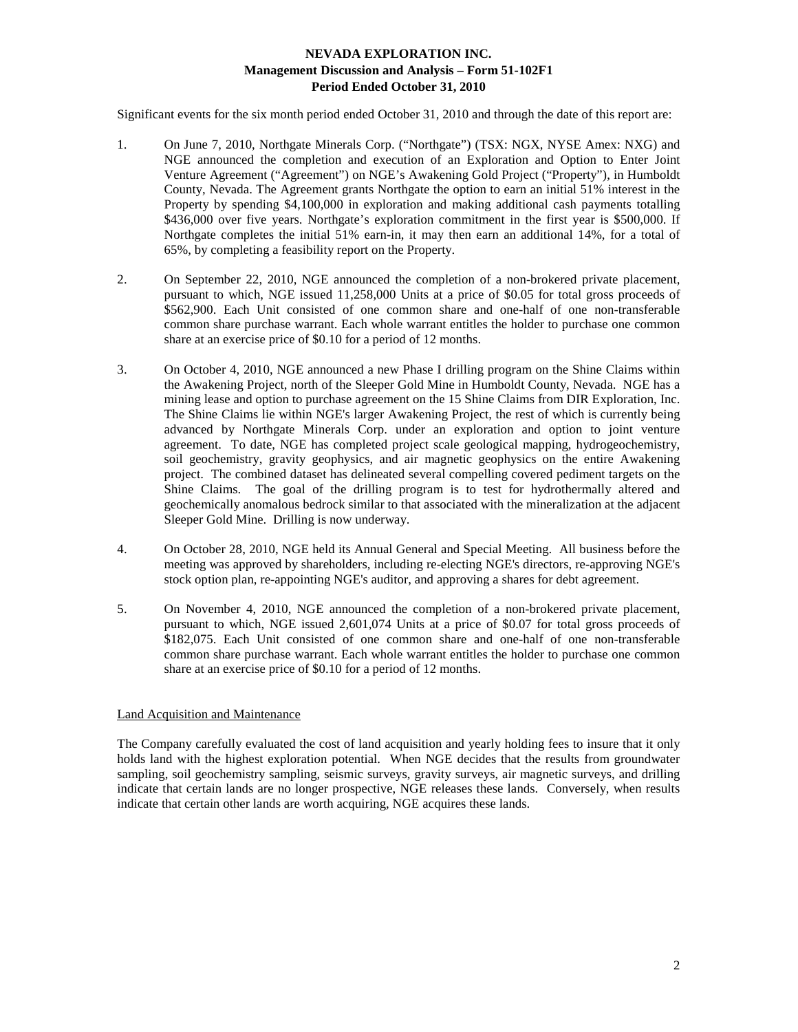Significant events for the six month period ended October 31, 2010 and through the date of this report are:

1. On June 7, 2010, Northgate Minerals Corp. ("Northgate") (TSX: NGX, NYSE Amex: NXG) and NGE announced the completion and execution of an Exploration and Option to Enter Joint Venture Agreement ("Agreement") on NGE's Awakening Gold Project ("Property"), in Humboldt County, Nevada. The Agreement grants Northgate the option to earn an initial 51% interest in the Property by spending $4,100,000 in exploration and making additional cash payments totalling $436,000 over five years. Northgate's exploration commitment in the first year is $500,000. If Northgate completes the initial 51% earn-in, it may then earn an additional 14%, for a total of 65%, by completing a feasibility report on the Property.

2. On September 22, 2010, NGE announced the completion of a non-brokered private placement, pursuant to which, NGE issued 11,258,000 Units at a price of $0.05 for total gross proceeds of $562,900. Each Unit consisted of one common share and one-half of one non-transferable common share purchase warrant. Each whole warrant entitles the holder to purchase one common share at an exercise price of $0.10 for a period of 12 months.

3. On October 4, 2010, NGE announced a new Phase I drilling program on the Shine Claims within the Awakening Project, north of the Sleeper Gold Mine in Humboldt County, Nevada. NGE has a mining lease and option to purchase agreement on the 15 Shine Claims from DIR Exploration, Inc. The Shine Claims lie within NGE's larger Awakening Project, the rest of which is currently being advanced by Northgate Minerals Corp. under an exploration and option to joint venture agreement. To date, NGE has completed project scale geological mapping, hydrogeochemistry, soil geochemistry, gravity geophysics, and air magnetic geophysics on the entire Awakening project. The combined dataset has delineated several compelling covered pediment targets on the Shine Claims. The goal of the drilling program is to test for hydrothermally altered and geochemically anomalous bedrock similar to that associated with the mineralization at the adjacent Sleeper Gold Mine. Drilling is now underway.

4. On October 28, 2010, NGE held its Annual General and Special Meeting. All business before the meeting was approved by shareholders, including re-electing NGE's directors, re-approving NGE's stock option plan, re-appointing NGE's auditor, and approving a shares for debt agreement.

5. On November 4, 2010, NGE announced the completion of a non-brokered private placement, pursuant to which, NGE issued 2,601,074 Units at a price of $0.07 for total gross proceeds of $182,075. Each Unit consisted of one common share and one-half of one non-transferable common share purchase warrant. Each whole warrant entitles the holder to purchase one common share at an exercise price of $0.10 for a period of 12 months.

## Land Acquisition and Maintenance

The Company carefully evaluated the cost of land acquisition and yearly holding fees to insure that it only holds land with the highest exploration potential. When NGE decides that the results from groundwater sampling, soil geochemistry sampling, seismic surveys, gravity surveys, air magnetic surveys, and drilling indicate that certain lands are no longer prospective, NGE releases these lands. Conversely, when results indicate that certain other lands are worth acquiring, NGE acquires these lands.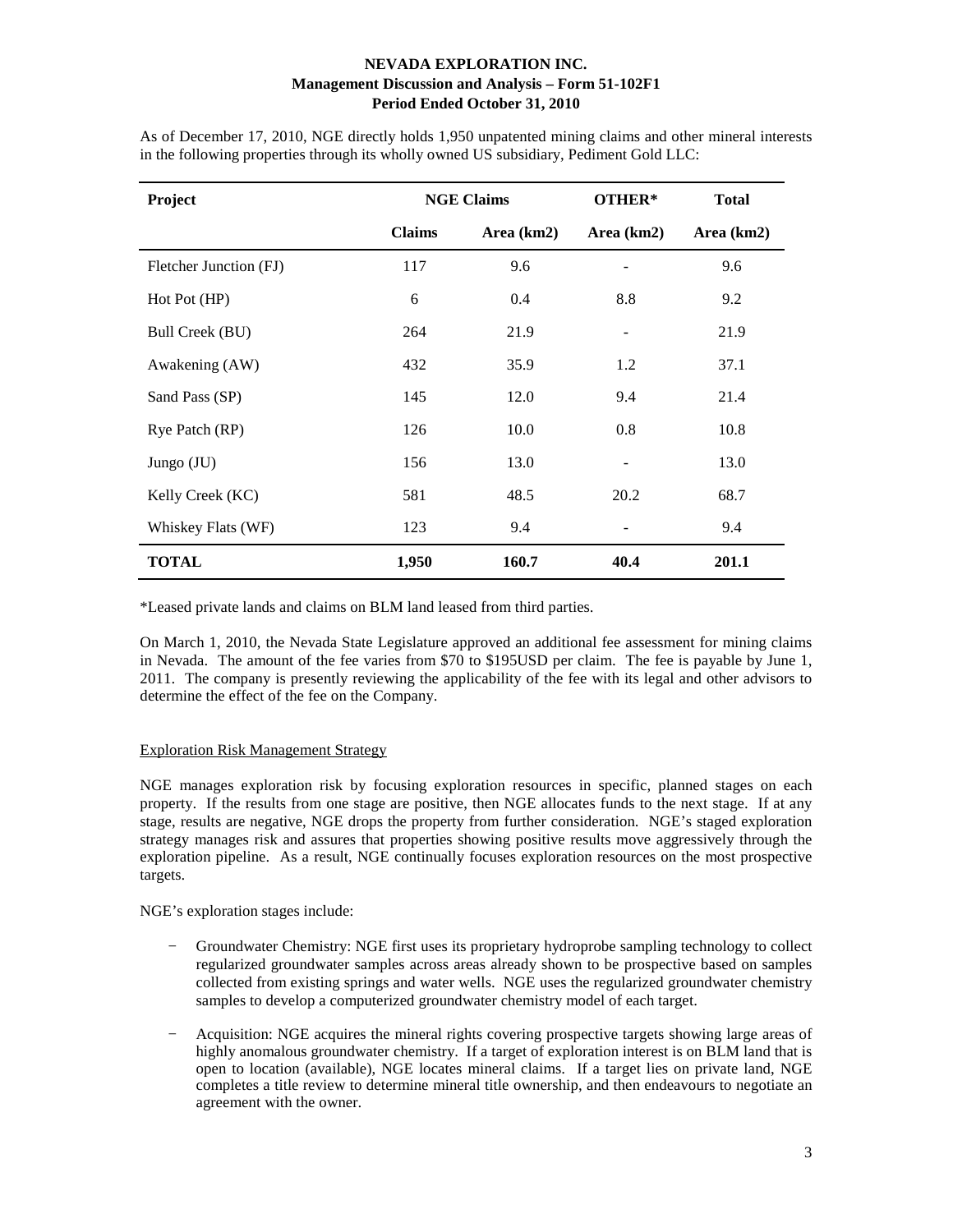As of December 17, 2010, NGE directly holds 1,950 unpatented mining claims and other mineral interests in the following properties through its wholly owned US subsidiary, Pediment Gold LLC:

| Project | NGE Claims | | OTHER* | Total |
|---|---|---|---|---|
| | **Claims** | **Area (km2)** | **Area (km2)** | **Area (km2)** |
| Fletcher Junction (FJ) | 117 | 9.6 | - | 9.6 |
| Hot Pot (HP) | 6 | 0.4 | 8.8 | 9.2 |
| Bull Creek (BU) | 264 | 21.9 | - | 21.9 |
| Awakening (AW) | 432 | 35.9 | 1.2 | 37.1 |
| Sand Pass (SP) | 145 | 12.0 | 9.4 | 21.4 |
| Rye Patch (RP) | 126 | 10.0 | 0.8 | 10.8 |
| Jungo (JU) | 156 | 13.0 | - | 13.0 |
| Kelly Creek (KC) | 581 | 48.5 | 20.2 | 68.7 |
| Whiskey Flats (WF) | 123 | 9.4 | - | 9.4 |
| **TOTAL** | **1,950** | **160.7** | **40.4** | **201.1** |

*Leased private lands and claims on BLM land leased from third parties.

On March 1, 2010, the Nevada State Legislature approved an additional fee assessment for mining claims in Nevada. The amount of the fee varies from $70 to $195USD per claim. The fee is payable by June 1, 2011. The company is presently reviewing the applicability of the fee with its legal and other advisors to determine the effect of the fee on the Company.

## Exploration Risk Management Strategy

NGE manages exploration risk by focusing exploration resources in specific, planned stages on each property. If the results from one stage are positive, then NGE allocates funds to the next stage. If at any stage, results are negative, NGE drops the property from further consideration. NGE's staged exploration strategy manages risk and assures that properties showing positive results move aggressively through the exploration pipeline. As a result, NGE continually focuses exploration resources on the most prospective targets.

NGE's exploration stages include:

- Groundwater Chemistry: NGE first uses its proprietary hydroprobe sampling technology to collect regularized groundwater samples across areas already shown to be prospective based on samples collected from existing springs and water wells. NGE uses the regularized groundwater chemistry samples to develop a computerized groundwater chemistry model of each target.
- Acquisition: NGE acquires the mineral rights covering prospective targets showing large areas of highly anomalous groundwater chemistry. If a target of exploration interest is on BLM land that is open to location (available), NGE locates mineral claims. If a target lies on private land, NGE completes a title review to determine mineral title ownership, and then endeavours to negotiate an agreement with the owner.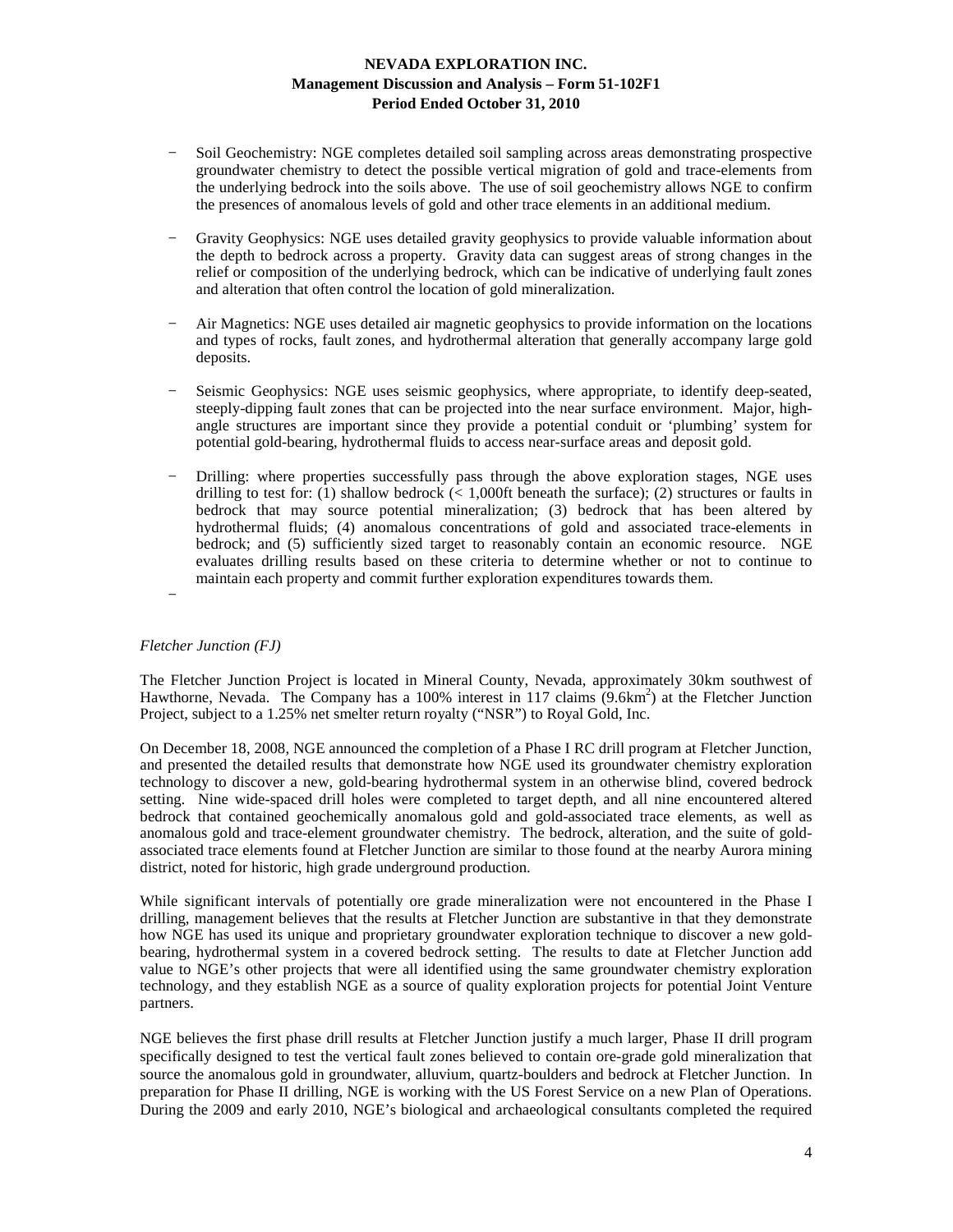- Soil Geochemistry: NGE completes detailed soil sampling across areas demonstrating prospective groundwater chemistry to detect the possible vertical migration of gold and trace-elements from the underlying bedrock into the soils above. The use of soil geochemistry allows NGE to confirm the presences of anomalous levels of gold and other trace elements in an additional medium.

- Gravity Geophysics: NGE uses detailed gravity geophysics to provide valuable information about the depth to bedrock across a property. Gravity data can suggest areas of strong changes in the relief or composition of the underlying bedrock, which can be indicative of underlying fault zones and alteration that often control the location of gold mineralization.

- Air Magnetics: NGE uses detailed air magnetic geophysics to provide information on the locations and types of rocks, fault zones, and hydrothermal alteration that generally accompany large gold deposits.

- Seismic Geophysics: NGE uses seismic geophysics, where appropriate, to identify deep-seated, steeply-dipping fault zones that can be projected into the near surface environment. Major, high-angle structures are important since they provide a potential conduit or 'plumbing' system for potential gold-bearing, hydrothermal fluids to access near-surface areas and deposit gold.

- Drilling: where properties successfully pass through the above exploration stages, NGE uses drilling to test for: (1) shallow bedrock (< 1,000ft beneath the surface); (2) structures or faults in bedrock that may source potential mineralization; (3) bedrock that has been altered by hydrothermal fluids; (4) anomalous concentrations of gold and associated trace-elements in bedrock; and (5) sufficiently sized target to reasonably contain an economic resource. NGE evaluates drilling results based on these criteria to determine whether or not to continue to maintain each property and commit further exploration expenditures towards them.

*Fletcher Junction (FJ)*

The Fletcher Junction Project is located in Mineral County, Nevada, approximately 30km southwest of Hawthorne, Nevada. The Company has a 100% interest in 117 claims (9.6km$^2$) at the Fletcher Junction Project, subject to a 1.25% net smelter return royalty ("NSR") to Royal Gold, Inc.

On December 18, 2008, NGE announced the completion of a Phase I RC drill program at Fletcher Junction, and presented the detailed results that demonstrate how NGE used its groundwater chemistry exploration technology to discover a new, gold-bearing hydrothermal system in an otherwise blind, covered bedrock setting. Nine wide-spaced drill holes were completed to target depth, and all nine encountered altered bedrock that contained geochemically anomalous gold and gold-associated trace elements, as well as anomalous gold and trace-element groundwater chemistry. The bedrock, alteration, and the suite of gold-associated trace elements found at Fletcher Junction are similar to those found at the nearby Aurora mining district, noted for historic, high grade underground production.

While significant intervals of potentially ore grade mineralization were not encountered in the Phase I drilling, management believes that the results at Fletcher Junction are substantive in that they demonstrate how NGE has used its unique and proprietary groundwater exploration technique to discover a new gold-bearing, hydrothermal system in a covered bedrock setting. The results to date at Fletcher Junction add value to NGE's other projects that were all identified using the same groundwater chemistry exploration technology, and they establish NGE as a source of quality exploration projects for potential Joint Venture partners.

NGE believes the first phase drill results at Fletcher Junction justify a much larger, Phase II drill program specifically designed to test the vertical fault zones believed to contain ore-grade gold mineralization that source the anomalous gold in groundwater, alluvium, quartz-boulders and bedrock at Fletcher Junction. In preparation for Phase II drilling, NGE is working with the US Forest Service on a new Plan of Operations. During the 2009 and early 2010, NGE's biological and archaeological consultants completed the required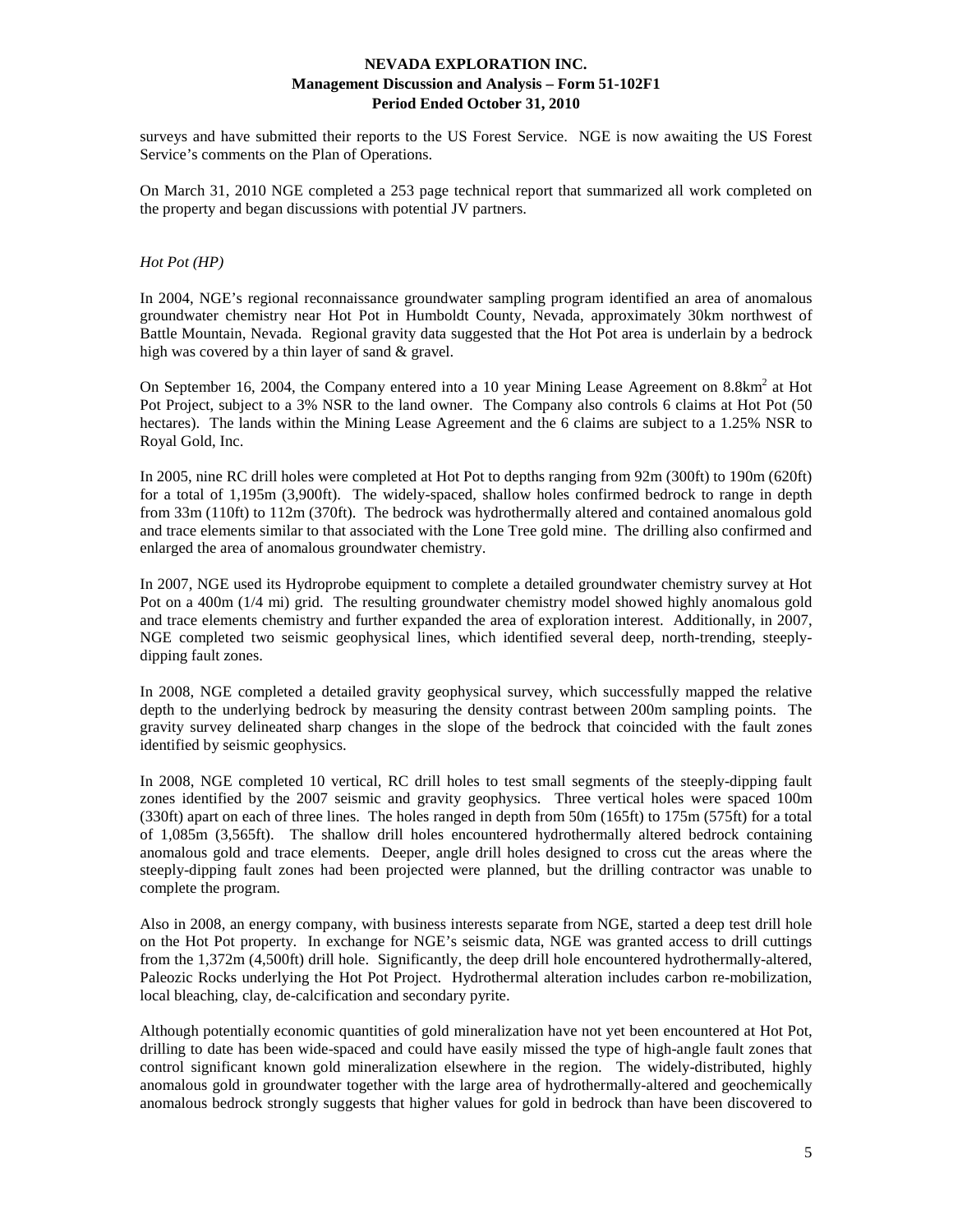surveys and have submitted their reports to the US Forest Service. NGE is now awaiting the US Forest Service's comments on the Plan of Operations.

On March 31, 2010 NGE completed a 253 page technical report that summarized all work completed on the property and began discussions with potential JV partners.

*Hot Pot (HP)*

In 2004, NGE's regional reconnaissance groundwater sampling program identified an area of anomalous groundwater chemistry near Hot Pot in Humboldt County, Nevada, approximately 30km northwest of Battle Mountain, Nevada. Regional gravity data suggested that the Hot Pot area is underlain by a bedrock high was covered by a thin layer of sand & gravel.

On September 16, 2004, the Company entered into a 10 year Mining Lease Agreement on $8.8km^2$ at Hot Pot Project, subject to a 3% NSR to the land owner. The Company also controls 6 claims at Hot Pot (50 hectares). The lands within the Mining Lease Agreement and the 6 claims are subject to a 1.25% NSR to Royal Gold, Inc.

In 2005, nine RC drill holes were completed at Hot Pot to depths ranging from 92m (300ft) to 190m (620ft) for a total of 1,195m (3,900ft). The widely-spaced, shallow holes confirmed bedrock to range in depth from 33m (110ft) to 112m (370ft). The bedrock was hydrothermally altered and contained anomalous gold and trace elements similar to that associated with the Lone Tree gold mine. The drilling also confirmed and enlarged the area of anomalous groundwater chemistry.

In 2007, NGE used its Hydroprobe equipment to complete a detailed groundwater chemistry survey at Hot Pot on a 400m (1/4 mi) grid. The resulting groundwater chemistry model showed highly anomalous gold and trace elements chemistry and further expanded the area of exploration interest. Additionally, in 2007, NGE completed two seismic geophysical lines, which identified several deep, north-trending, steeply-dipping fault zones.

In 2008, NGE completed a detailed gravity geophysical survey, which successfully mapped the relative depth to the underlying bedrock by measuring the density contrast between 200m sampling points. The gravity survey delineated sharp changes in the slope of the bedrock that coincided with the fault zones identified by seismic geophysics.

In 2008, NGE completed 10 vertical, RC drill holes to test small segments of the steeply-dipping fault zones identified by the 2007 seismic and gravity geophysics. Three vertical holes were spaced 100m (330ft) apart on each of three lines. The holes ranged in depth from 50m (165ft) to 175m (575ft) for a total of 1,085m (3,565ft). The shallow drill holes encountered hydrothermally altered bedrock containing anomalous gold and trace elements. Deeper, angle drill holes designed to cross cut the areas where the steeply-dipping fault zones had been projected were planned, but the drilling contractor was unable to complete the program.

Also in 2008, an energy company, with business interests separate from NGE, started a deep test drill hole on the Hot Pot property. In exchange for NGE's seismic data, NGE was granted access to drill cuttings from the 1,372m (4,500ft) drill hole. Significantly, the deep drill hole encountered hydrothermally-altered, Paleozic Rocks underlying the Hot Pot Project. Hydrothermal alteration includes carbon re-mobilization, local bleaching, clay, de-calcification and secondary pyrite.

Although potentially economic quantities of gold mineralization have not yet been encountered at Hot Pot, drilling to date has been wide-spaced and could have easily missed the type of high-angle fault zones that control significant known gold mineralization elsewhere in the region. The widely-distributed, highly anomalous gold in groundwater together with the large area of hydrothermally-altered and geochemically anomalous bedrock strongly suggests that higher values for gold in bedrock than have been discovered to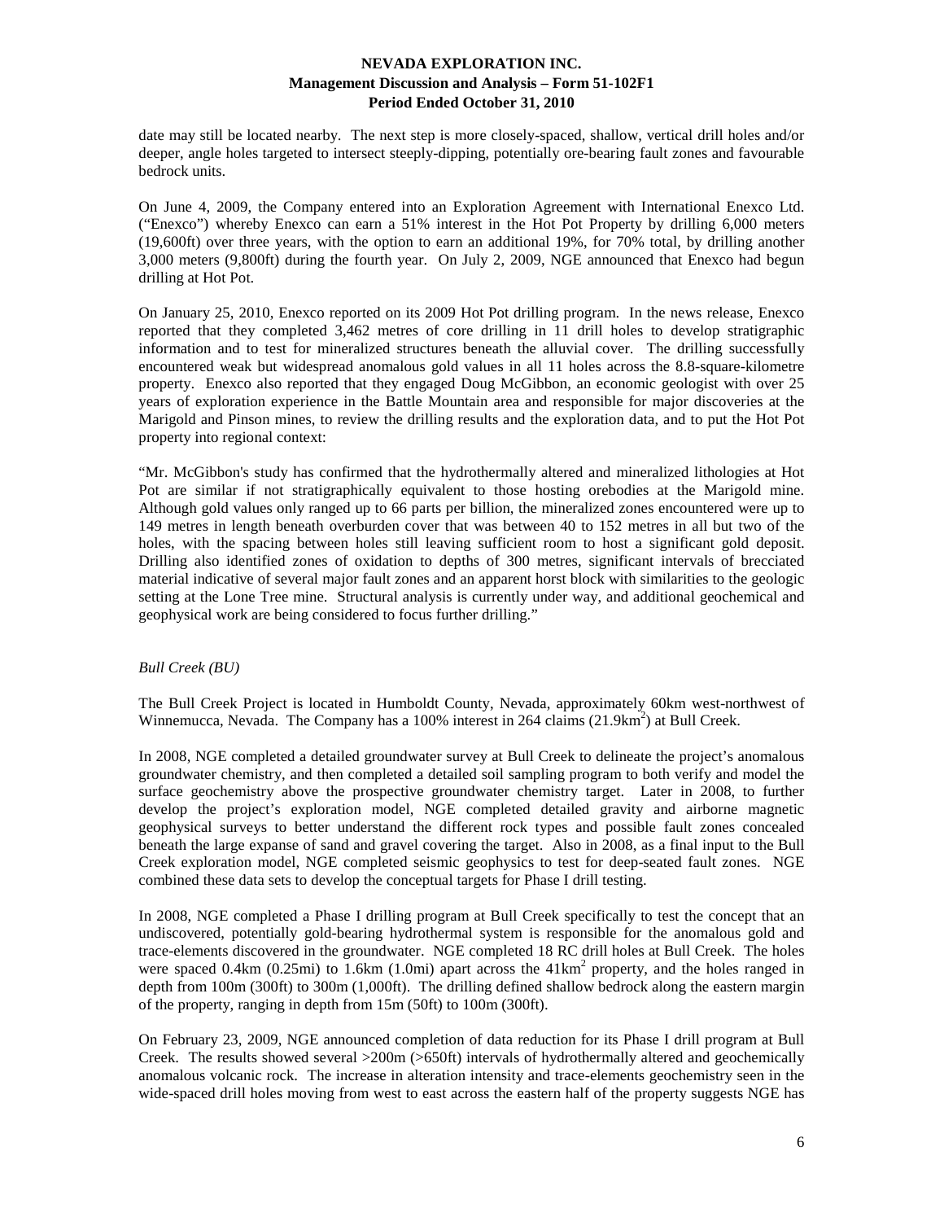date may still be located nearby. The next step is more closely-spaced, shallow, vertical drill holes and/or deeper, angle holes targeted to intersect steeply-dipping, potentially ore-bearing fault zones and favourable bedrock units.

On June 4, 2009, the Company entered into an Exploration Agreement with International Enexco Ltd. ("Enexco") whereby Enexco can earn a 51% interest in the Hot Pot Property by drilling 6,000 meters (19,600ft) over three years, with the option to earn an additional 19%, for 70% total, by drilling another 3,000 meters (9,800ft) during the fourth year. On July 2, 2009, NGE announced that Enexco had begun drilling at Hot Pot.

On January 25, 2010, Enexco reported on its 2009 Hot Pot drilling program. In the news release, Enexco reported that they completed 3,462 metres of core drilling in 11 drill holes to develop stratigraphic information and to test for mineralized structures beneath the alluvial cover. The drilling successfully encountered weak but widespread anomalous gold values in all 11 holes across the 8.8-square-kilometre property. Enexco also reported that they engaged Doug McGibbon, an economic geologist with over 25 years of exploration experience in the Battle Mountain area and responsible for major discoveries at the Marigold and Pinson mines, to review the drilling results and the exploration data, and to put the Hot Pot property into regional context:

"Mr. McGibbon's study has confirmed that the hydrothermally altered and mineralized lithologies at Hot Pot are similar if not stratigraphically equivalent to those hosting orebodies at the Marigold mine. Although gold values only ranged up to 66 parts per billion, the mineralized zones encountered were up to 149 metres in length beneath overburden cover that was between 40 to 152 metres in all but two of the holes, with the spacing between holes still leaving sufficient room to host a significant gold deposit. Drilling also identified zones of oxidation to depths of 300 metres, significant intervals of brecciated material indicative of several major fault zones and an apparent horst block with similarities to the geologic setting at the Lone Tree mine. Structural analysis is currently under way, and additional geochemical and geophysical work are being considered to focus further drilling."

*Bull Creek (BU)*

The Bull Creek Project is located in Humboldt County, Nevada, approximately 60km west-northwest of Winnemucca, Nevada. The Company has a 100% interest in 264 claims (21.9km$^2$) at Bull Creek.

In 2008, NGE completed a detailed groundwater survey at Bull Creek to delineate the project's anomalous groundwater chemistry, and then completed a detailed soil sampling program to both verify and model the surface geochemistry above the prospective groundwater chemistry target. Later in 2008, to further develop the project's exploration model, NGE completed detailed gravity and airborne magnetic geophysical surveys to better understand the different rock types and possible fault zones concealed beneath the large expanse of sand and gravel covering the target. Also in 2008, as a final input to the Bull Creek exploration model, NGE completed seismic geophysics to test for deep-seated fault zones. NGE combined these data sets to develop the conceptual targets for Phase I drill testing.

In 2008, NGE completed a Phase I drilling program at Bull Creek specifically to test the concept that an undiscovered, potentially gold-bearing hydrothermal system is responsible for the anomalous gold and trace-elements discovered in the groundwater. NGE completed 18 RC drill holes at Bull Creek. The holes were spaced 0.4km (0.25mi) to 1.6km (1.0mi) apart across the 41km$^2$ property, and the holes ranged in depth from 100m (300ft) to 300m (1,000ft). The drilling defined shallow bedrock along the eastern margin of the property, ranging in depth from 15m (50ft) to 100m (300ft).

On February 23, 2009, NGE announced completion of data reduction for its Phase I drill program at Bull Creek. The results showed several >200m (>650ft) intervals of hydrothermally altered and geochemically anomalous volcanic rock. The increase in alteration intensity and trace-elements geochemistry seen in the wide-spaced drill holes moving from west to east across the eastern half of the property suggests NGE has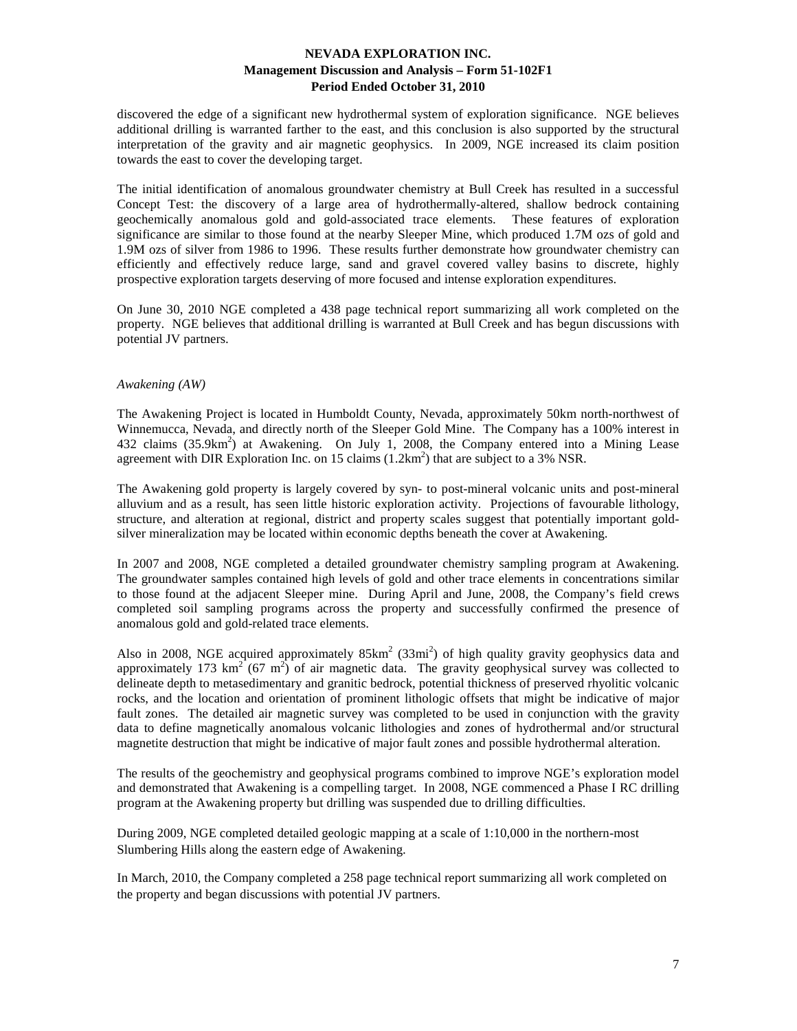discovered the edge of a significant new hydrothermal system of exploration significance. NGE believes additional drilling is warranted farther to the east, and this conclusion is also supported by the structural interpretation of the gravity and air magnetic geophysics. In 2009, NGE increased its claim position towards the east to cover the developing target.

The initial identification of anomalous groundwater chemistry at Bull Creek has resulted in a successful Concept Test: the discovery of a large area of hydrothermally-altered, shallow bedrock containing geochemically anomalous gold and gold-associated trace elements. These features of exploration significance are similar to those found at the nearby Sleeper Mine, which produced 1.7M ozs of gold and 1.9M ozs of silver from 1986 to 1996. These results further demonstrate how groundwater chemistry can efficiently and effectively reduce large, sand and gravel covered valley basins to discrete, highly prospective exploration targets deserving of more focused and intense exploration expenditures.

On June 30, 2010 NGE completed a 438 page technical report summarizing all work completed on the property. NGE believes that additional drilling is warranted at Bull Creek and has begun discussions with potential JV partners.

*Awakening (AW)*

The Awakening Project is located in Humboldt County, Nevada, approximately 50km north-northwest of Winnemucca, Nevada, and directly north of the Sleeper Gold Mine. The Company has a 100% interest in 432 claims ($35.9km^2$) at Awakening. On July 1, 2008, the Company entered into a Mining Lease agreement with DIR Exploration Inc. on 15 claims ($1.2km^2$) that are subject to a 3% NSR.

The Awakening gold property is largely covered by syn- to post-mineral volcanic units and post-mineral alluvium and as a result, has seen little historic exploration activity. Projections of favourable lithology, structure, and alteration at regional, district and property scales suggest that potentially important gold-silver mineralization may be located within economic depths beneath the cover at Awakening.

In 2007 and 2008, NGE completed a detailed groundwater chemistry sampling program at Awakening. The groundwater samples contained high levels of gold and other trace elements in concentrations similar to those found at the adjacent Sleeper mine. During April and June, 2008, the Company's field crews completed soil sampling programs across the property and successfully confirmed the presence of anomalous gold and gold-related trace elements.

Also in 2008, NGE acquired approximately $85km^2$ ($33mi^2$) of high quality gravity geophysics data and approximately 173 $km^2$ (67 $m^2$) of air magnetic data. The gravity geophysical survey was collected to delineate depth to metasedimentary and granitic bedrock, potential thickness of preserved rhyolitic volcanic rocks, and the location and orientation of prominent lithologic offsets that might be indicative of major fault zones. The detailed air magnetic survey was completed to be used in conjunction with the gravity data to define magnetically anomalous volcanic lithologies and zones of hydrothermal and/or structural magnetite destruction that might be indicative of major fault zones and possible hydrothermal alteration.

The results of the geochemistry and geophysical programs combined to improve NGE's exploration model and demonstrated that Awakening is a compelling target. In 2008, NGE commenced a Phase I RC drilling program at the Awakening property but drilling was suspended due to drilling difficulties.

During 2009, NGE completed detailed geologic mapping at a scale of 1:10,000 in the northern-most Slumbering Hills along the eastern edge of Awakening.

In March, 2010, the Company completed a 258 page technical report summarizing all work completed on the property and began discussions with potential JV partners.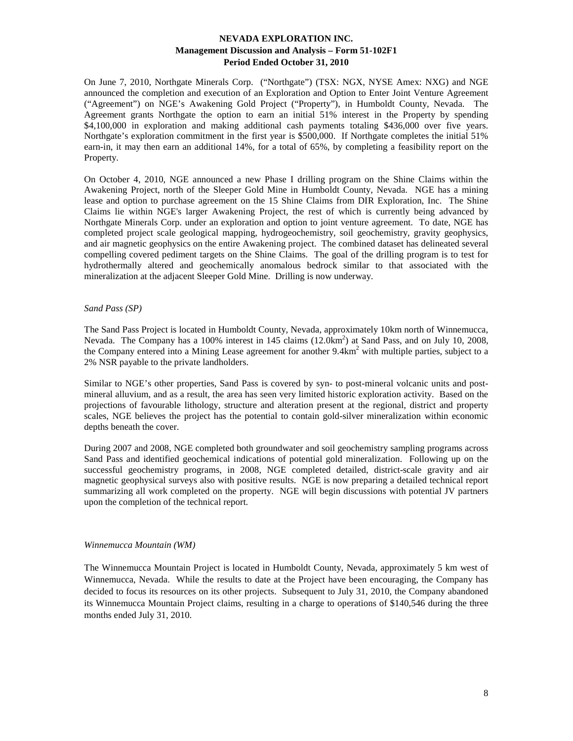On June 7, 2010, Northgate Minerals Corp. ("Northgate") (TSX: NGX, NYSE Amex: NXG) and NGE announced the completion and execution of an Exploration and Option to Enter Joint Venture Agreement ("Agreement") on NGE's Awakening Gold Project ("Property"), in Humboldt County, Nevada. The Agreement grants Northgate the option to earn an initial 51% interest in the Property by spending \$4,100,000 in exploration and making additional cash payments totaling \$436,000 over five years. Northgate's exploration commitment in the first year is \$500,000. If Northgate completes the initial 51% earn-in, it may then earn an additional 14%, for a total of 65%, by completing a feasibility report on the Property.

On October 4, 2010, NGE announced a new Phase I drilling program on the Shine Claims within the Awakening Project, north of the Sleeper Gold Mine in Humboldt County, Nevada. NGE has a mining lease and option to purchase agreement on the 15 Shine Claims from DIR Exploration, Inc. The Shine Claims lie within NGE's larger Awakening Project, the rest of which is currently being advanced by Northgate Minerals Corp. under an exploration and option to joint venture agreement. To date, NGE has completed project scale geological mapping, hydrogeochemistry, soil geochemistry, gravity geophysics, and air magnetic geophysics on the entire Awakening project. The combined dataset has delineated several compelling covered pediment targets on the Shine Claims. The goal of the drilling program is to test for hydrothermally altered and geochemically anomalous bedrock similar to that associated with the mineralization at the adjacent Sleeper Gold Mine. Drilling is now underway.

*Sand Pass (SP)*

The Sand Pass Project is located in Humboldt County, Nevada, approximately 10km north of Winnemucca, Nevada. The Company has a 100% interest in 145 claims (12.0km$^2$) at Sand Pass, and on July 10, 2008, the Company entered into a Mining Lease agreement for another 9.4km$^2$ with multiple parties, subject to a 2% NSR payable to the private landholders.

Similar to NGE's other properties, Sand Pass is covered by syn- to post-mineral volcanic units and post-mineral alluvium, and as a result, the area has seen very limited historic exploration activity. Based on the projections of favourable lithology, structure and alteration present at the regional, district and property scales, NGE believes the project has the potential to contain gold-silver mineralization within economic depths beneath the cover.

During 2007 and 2008, NGE completed both groundwater and soil geochemistry sampling programs across Sand Pass and identified geochemical indications of potential gold mineralization. Following up on the successful geochemistry programs, in 2008, NGE completed detailed, district-scale gravity and air magnetic geophysical surveys also with positive results. NGE is now preparing a detailed technical report summarizing all work completed on the property. NGE will begin discussions with potential JV partners upon the completion of the technical report.

*Winnemucca Mountain (WM)*

The Winnemucca Mountain Project is located in Humboldt County, Nevada, approximately 5 km west of Winnemucca, Nevada. While the results to date at the Project have been encouraging, the Company has decided to focus its resources on its other projects. Subsequent to July 31, 2010, the Company abandoned its Winnemucca Mountain Project claims, resulting in a charge to operations of \$140,546 during the three months ended July 31, 2010.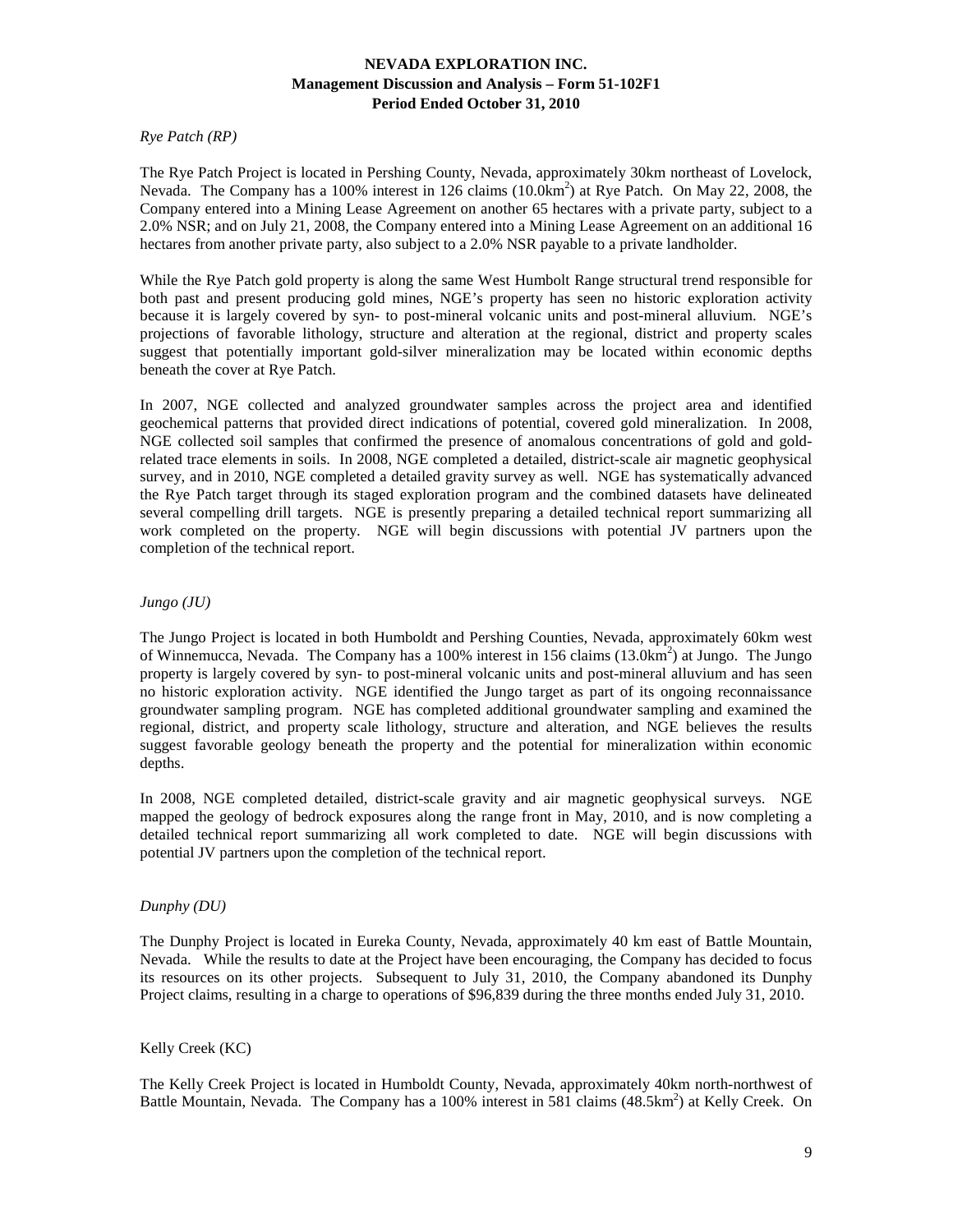*Rye Patch (RP)*

The Rye Patch Project is located in Pershing County, Nevada, approximately 30km northeast of Lovelock, Nevada. The Company has a 100% interest in 126 claims (10.0km$^2$) at Rye Patch. On May 22, 2008, the Company entered into a Mining Lease Agreement on another 65 hectares with a private party, subject to a 2.0% NSR; and on July 21, 2008, the Company entered into a Mining Lease Agreement on an additional 16 hectares from another private party, also subject to a 2.0% NSR payable to a private landholder.

While the Rye Patch gold property is along the same West Humbolt Range structural trend responsible for both past and present producing gold mines, NGE's property has seen no historic exploration activity because it is largely covered by syn- to post-mineral volcanic units and post-mineral alluvium. NGE's projections of favorable lithology, structure and alteration at the regional, district and property scales suggest that potentially important gold-silver mineralization may be located within economic depths beneath the cover at Rye Patch.

In 2007, NGE collected and analyzed groundwater samples across the project area and identified geochemical patterns that provided direct indications of potential, covered gold mineralization. In 2008, NGE collected soil samples that confirmed the presence of anomalous concentrations of gold and gold-related trace elements in soils. In 2008, NGE completed a detailed, district-scale air magnetic geophysical survey, and in 2010, NGE completed a detailed gravity survey as well. NGE has systematically advanced the Rye Patch target through its staged exploration program and the combined datasets have delineated several compelling drill targets. NGE is presently preparing a detailed technical report summarizing all work completed on the property. NGE will begin discussions with potential JV partners upon the completion of the technical report.

*Jungo (JU)*

The Jungo Project is located in both Humboldt and Pershing Counties, Nevada, approximately 60km west of Winnemucca, Nevada. The Company has a 100% interest in 156 claims (13.0km$^2$) at Jungo. The Jungo property is largely covered by syn- to post-mineral volcanic units and post-mineral alluvium and has seen no historic exploration activity. NGE identified the Jungo target as part of its ongoing reconnaissance groundwater sampling program. NGE has completed additional groundwater sampling and examined the regional, district, and property scale lithology, structure and alteration, and NGE believes the results suggest favorable geology beneath the property and the potential for mineralization within economic depths.

In 2008, NGE completed detailed, district-scale gravity and air magnetic geophysical surveys. NGE mapped the geology of bedrock exposures along the range front in May, 2010, and is now completing a detailed technical report summarizing all work completed to date. NGE will begin discussions with potential JV partners upon the completion of the technical report.

*Dunphy (DU)*

The Dunphy Project is located in Eureka County, Nevada, approximately 40 km east of Battle Mountain, Nevada. While the results to date at the Project have been encouraging, the Company has decided to focus its resources on its other projects. Subsequent to July 31, 2010, the Company abandoned its Dunphy Project claims, resulting in a charge to operations of $96,839 during the three months ended July 31, 2010.

Kelly Creek (KC)

The Kelly Creek Project is located in Humboldt County, Nevada, approximately 40km north-northwest of Battle Mountain, Nevada. The Company has a 100% interest in 581 claims (48.5km$^2$) at Kelly Creek. On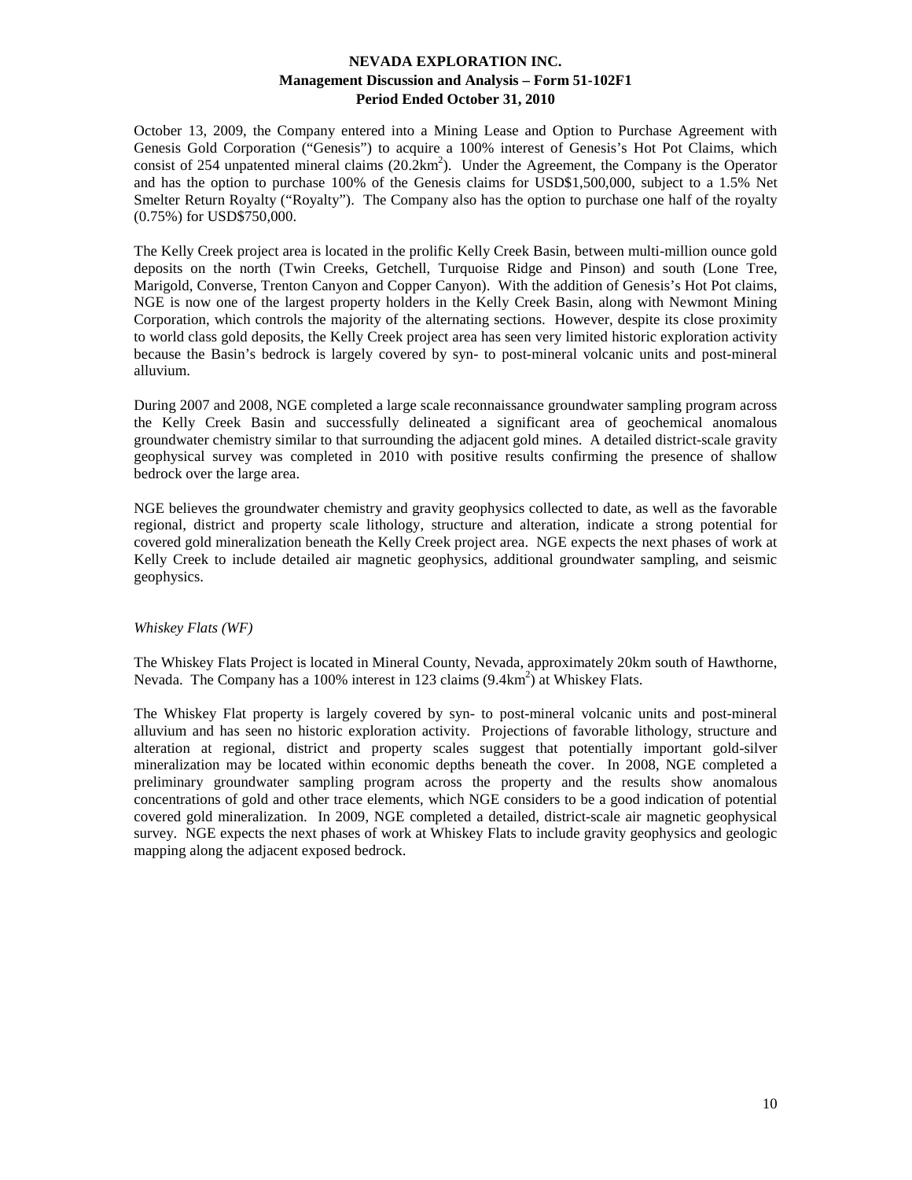October 13, 2009, the Company entered into a Mining Lease and Option to Purchase Agreement with Genesis Gold Corporation ("Genesis") to acquire a 100% interest of Genesis's Hot Pot Claims, which consist of 254 unpatented mineral claims (20.2km$^2$). Under the Agreement, the Company is the Operator and has the option to purchase 100% of the Genesis claims for USD$1,500,000, subject to a 1.5% Net Smelter Return Royalty ("Royalty"). The Company also has the option to purchase one half of the royalty (0.75%) for USD$750,000.

The Kelly Creek project area is located in the prolific Kelly Creek Basin, between multi-million ounce gold deposits on the north (Twin Creeks, Getchell, Turquoise Ridge and Pinson) and south (Lone Tree, Marigold, Converse, Trenton Canyon and Copper Canyon). With the addition of Genesis's Hot Pot claims, NGE is now one of the largest property holders in the Kelly Creek Basin, along with Newmont Mining Corporation, which controls the majority of the alternating sections. However, despite its close proximity to world class gold deposits, the Kelly Creek project area has seen very limited historic exploration activity because the Basin's bedrock is largely covered by syn- to post-mineral volcanic units and post-mineral alluvium.

During 2007 and 2008, NGE completed a large scale reconnaissance groundwater sampling program across the Kelly Creek Basin and successfully delineated a significant area of geochemical anomalous groundwater chemistry similar to that surrounding the adjacent gold mines. A detailed district-scale gravity geophysical survey was completed in 2010 with positive results confirming the presence of shallow bedrock over the large area.

NGE believes the groundwater chemistry and gravity geophysics collected to date, as well as the favorable regional, district and property scale lithology, structure and alteration, indicate a strong potential for covered gold mineralization beneath the Kelly Creek project area. NGE expects the next phases of work at Kelly Creek to include detailed air magnetic geophysics, additional groundwater sampling, and seismic geophysics.

*Whiskey Flats (WF)*

The Whiskey Flats Project is located in Mineral County, Nevada, approximately 20km south of Hawthorne, Nevada. The Company has a 100% interest in 123 claims (9.4km$^2$) at Whiskey Flats.

The Whiskey Flat property is largely covered by syn- to post-mineral volcanic units and post-mineral alluvium and has seen no historic exploration activity. Projections of favorable lithology, structure and alteration at regional, district and property scales suggest that potentially important gold-silver mineralization may be located within economic depths beneath the cover. In 2008, NGE completed a preliminary groundwater sampling program across the property and the results show anomalous concentrations of gold and other trace elements, which NGE considers to be a good indication of potential covered gold mineralization. In 2009, NGE completed a detailed, district-scale air magnetic geophysical survey. NGE expects the next phases of work at Whiskey Flats to include gravity geophysics and geologic mapping along the adjacent exposed bedrock.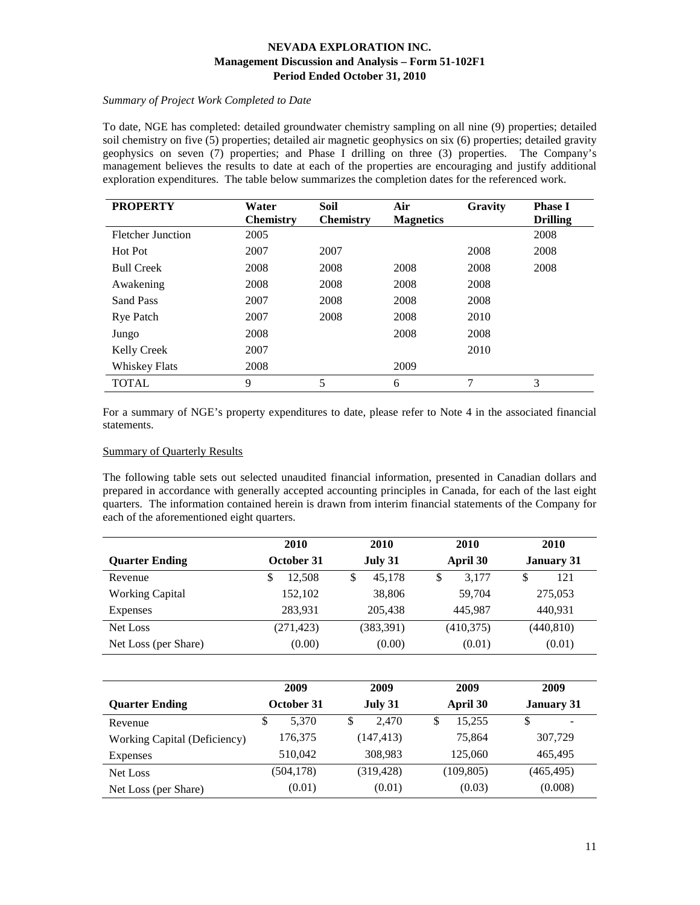*Summary of Project Work Completed to Date*

To date, NGE has completed: detailed groundwater chemistry sampling on all nine (9) properties; detailed soil chemistry on five (5) properties; detailed air magnetic geophysics on six (6) properties; detailed gravity geophysics on seven (7) properties; and Phase I drilling on three (3) properties. The Company's management believes the results to date at each of the properties are encouraging and justify additional exploration expenditures. The table below summarizes the completion dates for the referenced work.

| PROPERTY | Water Chemistry | Soil Chemistry | Air Magnetics | Gravity | Phase I Drilling |
|---|---|---|---|---|---|
| Fletcher Junction | 2005 | | | | 2008 |
| Hot Pot | 2007 | 2007 | | 2008 | 2008 |
| Bull Creek | 2008 | 2008 | 2008 | 2008 | 2008 |
| Awakening | 2008 | 2008 | 2008 | 2008 | |
| Sand Pass | 2007 | 2008 | 2008 | 2008 | |
| Rye Patch | 2007 | 2008 | 2008 | 2010 | |
| Jungo | 2008 | | 2008 | 2008 | |
| Kelly Creek | 2007 | | | 2010 | |
| Whiskey Flats | 2008 | | 2009 | | |
| TOTAL | 9 | 5 | 6 | 7 | 3 |

For a summary of NGE's property expenditures to date, please refer to Note 4 in the associated financial statements.

Summary of Quarterly Results

The following table sets out selected unaudited financial information, presented in Canadian dollars and prepared in accordance with generally accepted accounting principles in Canada, for each of the last eight quarters. The information contained herein is drawn from interim financial statements of the Company for each of the aforementioned eight quarters.

| | 2010 | 2010 | 2010 | 2010 |
|---|---|---|---|---|
| **Quarter Ending** | **October 31** | **July 31** | **April 30** | **January 31** |
| Revenue | $ 12,508 | $ 45,178 | $ 3,177 | $ 121 |
| Working Capital | 152,102 | 38,806 | 59,704 | 275,053 |
| Expenses | 283,931 | 205,438 | 445,987 | 440,931 |
| Net Loss | (271,423) | (383,391) | (410,375) | (440,810) |
| Net Loss (per Share) | (0.00) | (0.00) | (0.01) | (0.01) |

| | 2009 | 2009 | 2009 | 2009 |
|---|---|---|---|---|
| **Quarter Ending** | **October 31** | **July 31** | **April 30** | **January 31** |
| Revenue | $ 5,370 | $ 2,470 | $ 15,255 | $ - |
| Working Capital (Deficiency) | 176,375 | (147,413) | 75,864 | 307,729 |
| Expenses | 510,042 | 308,983 | 125,060 | 465,495 |
| Net Loss | (504,178) | (319,428) | (109,805) | (465,495) |
| Net Loss (per Share) | (0.01) | (0.01) | (0.03) | (0.008) |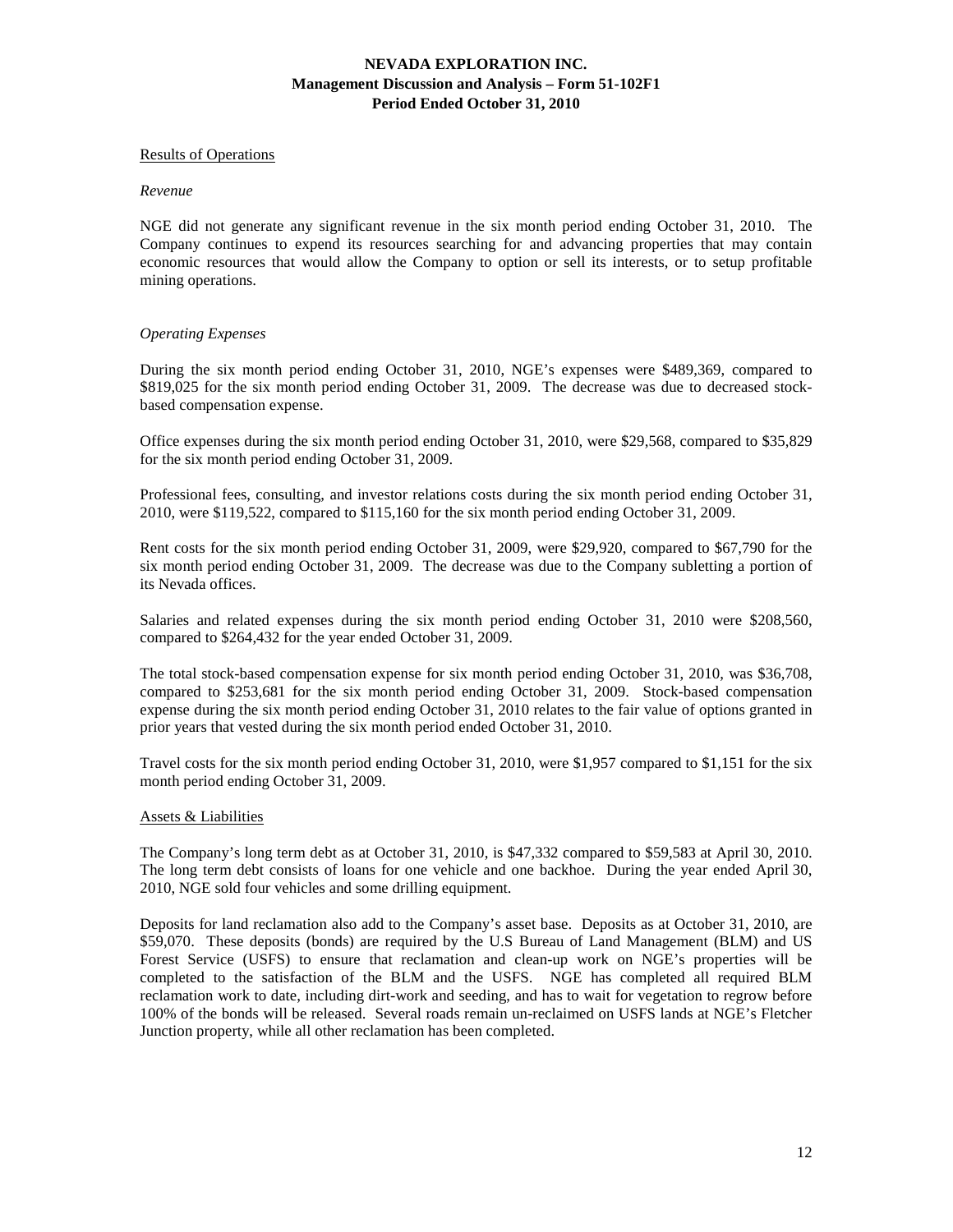#### Results of Operations

*Revenue*

NGE did not generate any significant revenue in the six month period ending October 31, 2010. The Company continues to expend its resources searching for and advancing properties that may contain economic resources that would allow the Company to option or sell its interests, or to setup profitable mining operations.

*Operating Expenses*

During the six month period ending October 31, 2010, NGE's expenses were $489,369, compared to $819,025 for the six month period ending October 31, 2009. The decrease was due to decreased stock-based compensation expense.

Office expenses during the six month period ending October 31, 2010, were $29,568, compared to $35,829 for the six month period ending October 31, 2009.

Professional fees, consulting, and investor relations costs during the six month period ending October 31, 2010, were $119,522, compared to $115,160 for the six month period ending October 31, 2009.

Rent costs for the six month period ending October 31, 2009, were $29,920, compared to $67,790 for the six month period ending October 31, 2009. The decrease was due to the Company subletting a portion of its Nevada offices.

Salaries and related expenses during the six month period ending October 31, 2010 were $208,560, compared to $264,432 for the year ended October 31, 2009.

The total stock-based compensation expense for six month period ending October 31, 2010, was $36,708, compared to $253,681 for the six month period ending October 31, 2009. Stock-based compensation expense during the six month period ending October 31, 2010 relates to the fair value of options granted in prior years that vested during the six month period ended October 31, 2010.

Travel costs for the six month period ending October 31, 2010, were $1,957 compared to $1,151 for the six month period ending October 31, 2009.

#### Assets & Liabilities

The Company's long term debt as at October 31, 2010, is $47,332 compared to $59,583 at April 30, 2010. The long term debt consists of loans for one vehicle and one backhoe. During the year ended April 30, 2010, NGE sold four vehicles and some drilling equipment.

Deposits for land reclamation also add to the Company's asset base. Deposits as at October 31, 2010, are $59,070. These deposits (bonds) are required by the U.S Bureau of Land Management (BLM) and US Forest Service (USFS) to ensure that reclamation and clean-up work on NGE's properties will be completed to the satisfaction of the BLM and the USFS. NGE has completed all required BLM reclamation work to date, including dirt-work and seeding, and has to wait for vegetation to regrow before 100% of the bonds will be released. Several roads remain un-reclaimed on USFS lands at NGE's Fletcher Junction property, while all other reclamation has been completed.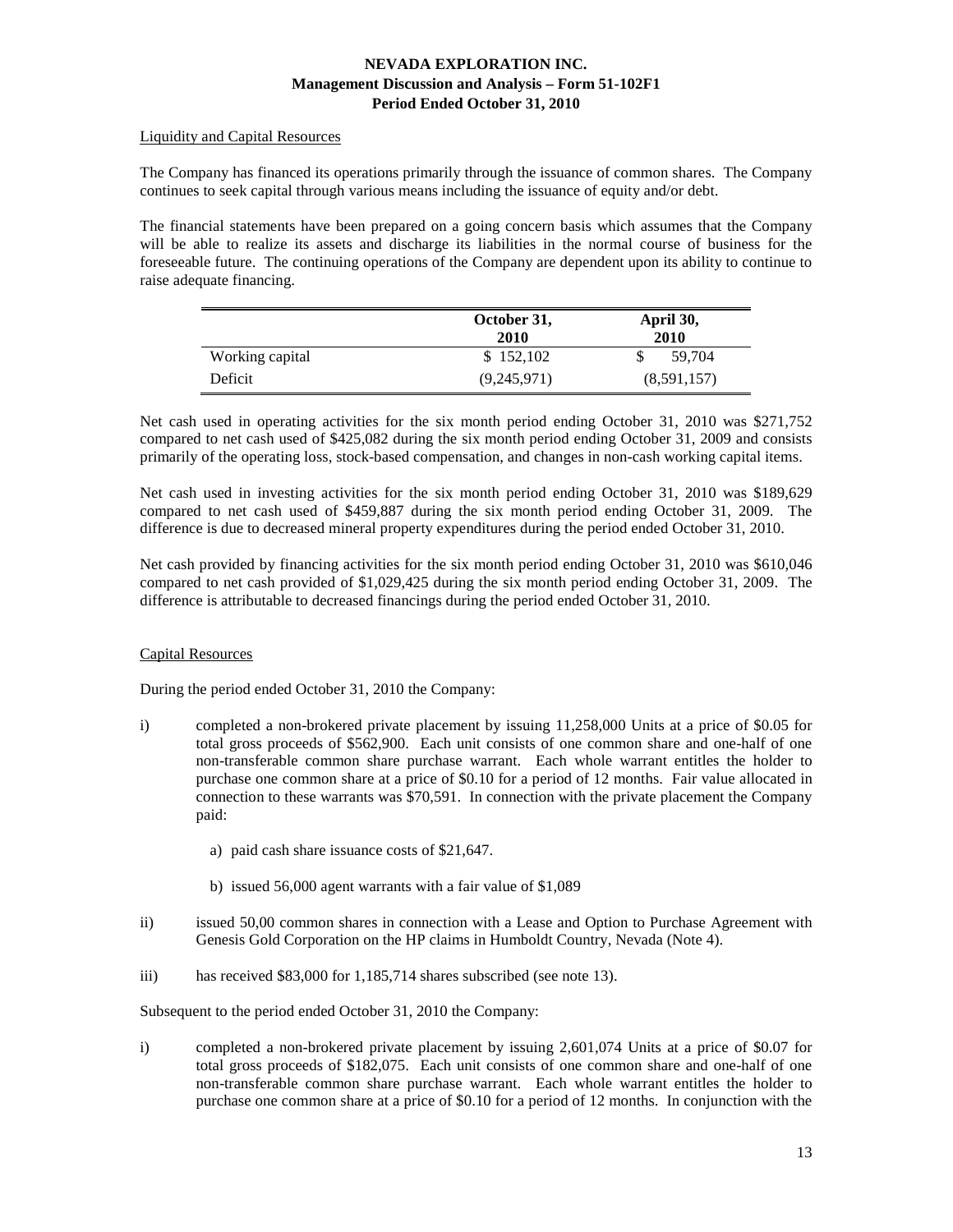### Liquidity and Capital Resources

The Company has financed its operations primarily through the issuance of common shares. The Company continues to seek capital through various means including the issuance of equity and/or debt.

The financial statements have been prepared on a going concern basis which assumes that the Company will be able to realize its assets and discharge its liabilities in the normal course of business for the foreseeable future. The continuing operations of the Company are dependent upon its ability to continue to raise adequate financing.

| | October 31, 2010 | April 30, 2010 |
|---|---|---|
| Working capital | $ 152,102 | $ 59,704 |
| Deficit | (9,245,971) | (8,591,157) |

Net cash used in operating activities for the six month period ending October 31, 2010 was $271,752 compared to net cash used of $425,082 during the six month period ending October 31, 2009 and consists primarily of the operating loss, stock-based compensation, and changes in non-cash working capital items.

Net cash used in investing activities for the six month period ending October 31, 2010 was $189,629 compared to net cash used of $459,887 during the six month period ending October 31, 2009. The difference is due to decreased mineral property expenditures during the period ended October 31, 2010.

Net cash provided by financing activities for the six month period ending October 31, 2010 was $610,046 compared to net cash provided of $1,029,425 during the six month period ending October 31, 2009. The difference is attributable to decreased financings during the period ended October 31, 2010.

### Capital Resources

During the period ended October 31, 2010 the Company:

i) completed a non-brokered private placement by issuing 11,258,000 Units at a price of $0.05 for total gross proceeds of $562,900. Each unit consists of one common share and one-half of one non-transferable common share purchase warrant. Each whole warrant entitles the holder to purchase one common share at a price of $0.10 for a period of 12 months. Fair value allocated in connection to these warrants was $70,591. In connection with the private placement the Company paid:

   a) paid cash share issuance costs of $21,647.

   b) issued 56,000 agent warrants with a fair value of $1,089

ii) issued 50,00 common shares in connection with a Lease and Option to Purchase Agreement with Genesis Gold Corporation on the HP claims in Humboldt Country, Nevada (Note 4).

iii) has received $83,000 for 1,185,714 shares subscribed (see note 13).

Subsequent to the period ended October 31, 2010 the Company:

i) completed a non-brokered private placement by issuing 2,601,074 Units at a price of $0.07 for total gross proceeds of $182,075. Each unit consists of one common share and one-half of one non-transferable common share purchase warrant. Each whole warrant entitles the holder to purchase one common share at a price of $0.10 for a period of 12 months. In conjunction with the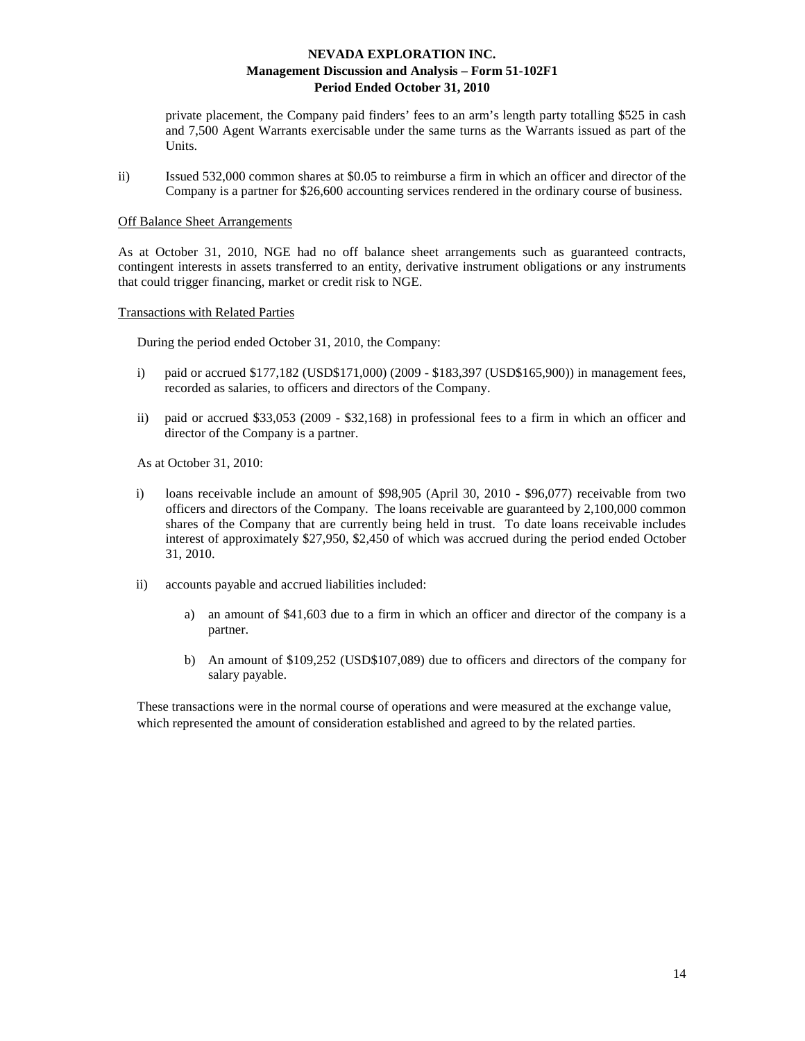private placement, the Company paid finders' fees to an arm's length party totalling $525 in cash and 7,500 Agent Warrants exercisable under the same turns as the Warrants issued as part of the Units.

ii) Issued 532,000 common shares at $0.05 to reimburse a firm in which an officer and director of the Company is a partner for $26,600 accounting services rendered in the ordinary course of business.

Off Balance Sheet Arrangements

As at October 31, 2010, NGE had no off balance sheet arrangements such as guaranteed contracts, contingent interests in assets transferred to an entity, derivative instrument obligations or any instruments that could trigger financing, market or credit risk to NGE.

Transactions with Related Parties

During the period ended October 31, 2010, the Company:

i) paid or accrued $177,182 (USD$171,000) (2009 - $183,397 (USD$165,900)) in management fees, recorded as salaries, to officers and directors of the Company.

ii) paid or accrued $33,053 (2009 - $32,168) in professional fees to a firm in which an officer and director of the Company is a partner.

As at October 31, 2010:

i) loans receivable include an amount of $98,905 (April 30, 2010 - $96,077) receivable from two officers and directors of the Company. The loans receivable are guaranteed by 2,100,000 common shares of the Company that are currently being held in trust. To date loans receivable includes interest of approximately $27,950, $2,450 of which was accrued during the period ended October 31, 2010.

ii) accounts payable and accrued liabilities included:

   a) an amount of $41,603 due to a firm in which an officer and director of the company is a partner.

   b) An amount of $109,252 (USD$107,089) due to officers and directors of the company for salary payable.

These transactions were in the normal course of operations and were measured at the exchange value, which represented the amount of consideration established and agreed to by the related parties.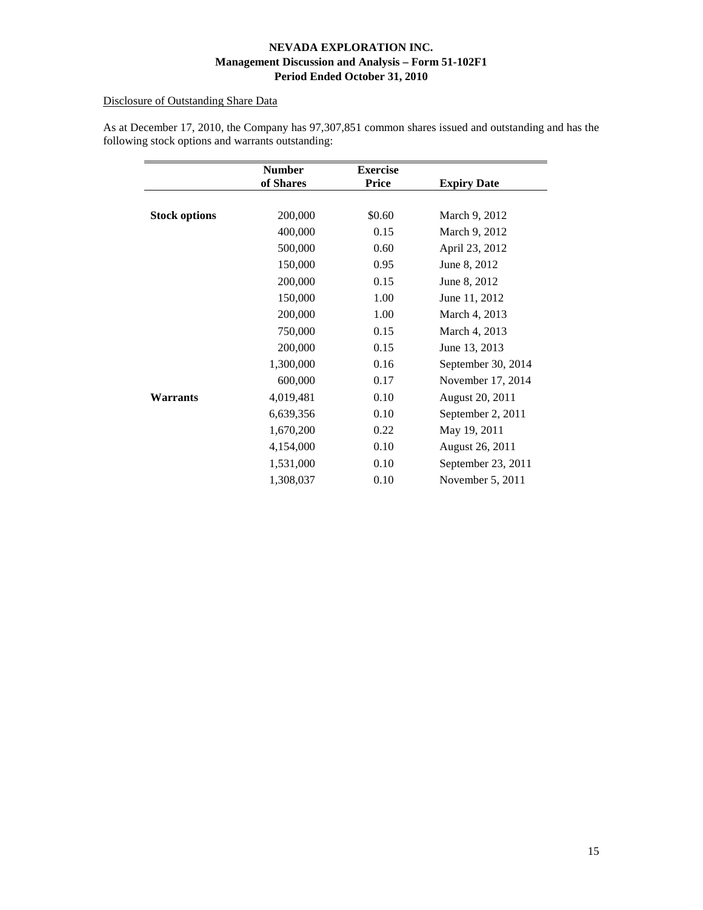Disclosure of Outstanding Share Data

As at December 17, 2010, the Company has 97,307,851 common shares issued and outstanding and has the following stock options and warrants outstanding:

| | Number of Shares | Exercise Price | Expiry Date |
|---|---|---|---|
| **Stock options** | 200,000 | $0.60 | March 9, 2012 |
| | 400,000 | 0.15 | March 9, 2012 |
| | 500,000 | 0.60 | April 23, 2012 |
| | 150,000 | 0.95 | June 8, 2012 |
| | 200,000 | 0.15 | June 8, 2012 |
| | 150,000 | 1.00 | June 11, 2012 |
| | 200,000 | 1.00 | March 4, 2013 |
| | 750,000 | 0.15 | March 4, 2013 |
| | 200,000 | 0.15 | June 13, 2013 |
| | 1,300,000 | 0.16 | September 30, 2014 |
| | 600,000 | 0.17 | November 17, 2014 |
| **Warrants** | 4,019,481 | 0.10 | August 20, 2011 |
| | 6,639,356 | 0.10 | September 2, 2011 |
| | 1,670,200 | 0.22 | May 19, 2011 |
| | 4,154,000 | 0.10 | August 26, 2011 |
| | 1,531,000 | 0.10 | September 23, 2011 |
| | 1,308,037 | 0.10 | November 5, 2011 |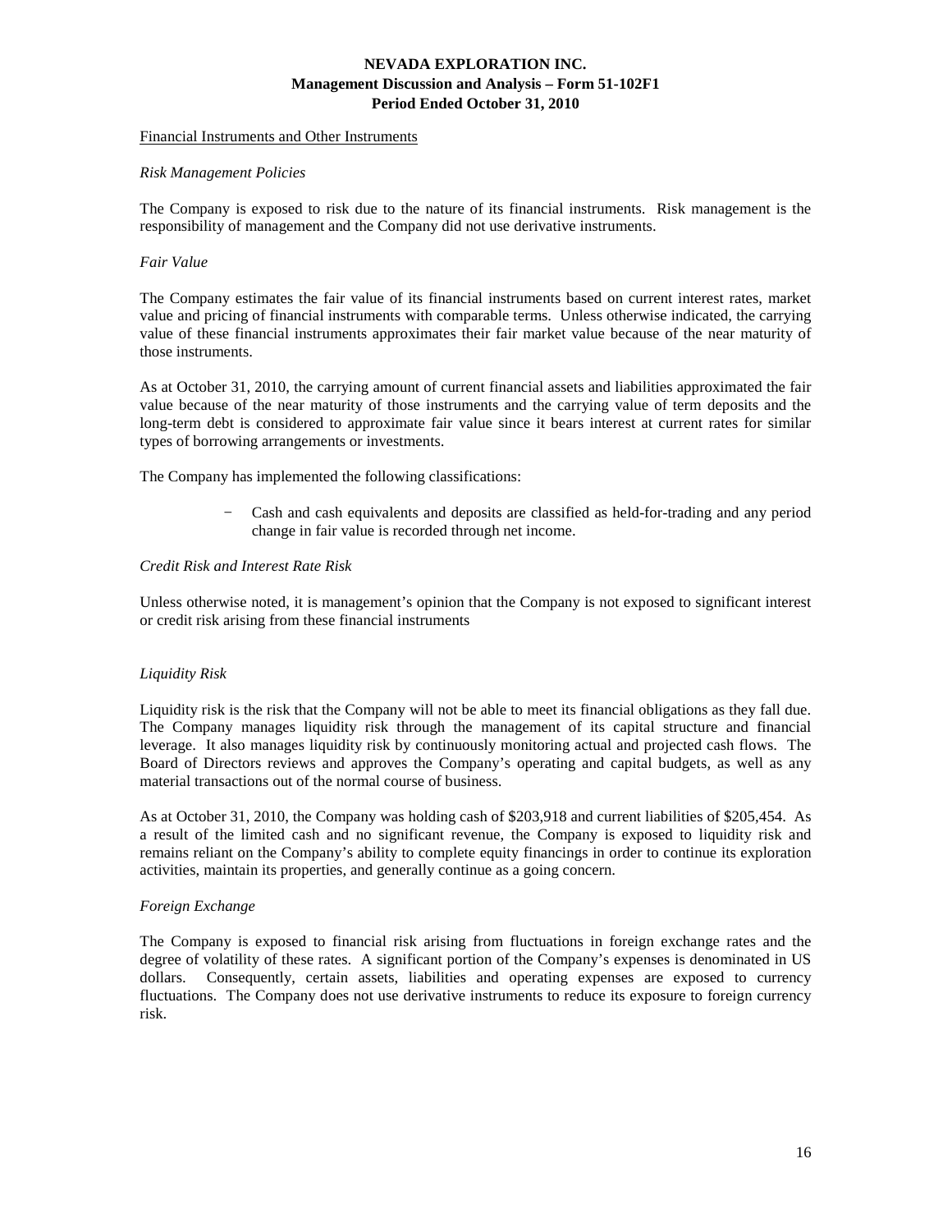Financial Instruments and Other Instruments

*Risk Management Policies*

The Company is exposed to risk due to the nature of its financial instruments. Risk management is the responsibility of management and the Company did not use derivative instruments.

*Fair Value*

The Company estimates the fair value of its financial instruments based on current interest rates, market value and pricing of financial instruments with comparable terms. Unless otherwise indicated, the carrying value of these financial instruments approximates their fair market value because of the near maturity of those instruments.

As at October 31, 2010, the carrying amount of current financial assets and liabilities approximated the fair value because of the near maturity of those instruments and the carrying value of term deposits and the long-term debt is considered to approximate fair value since it bears interest at current rates for similar types of borrowing arrangements or investments.

The Company has implemented the following classifications:

- Cash and cash equivalents and deposits are classified as held-for-trading and any period change in fair value is recorded through net income.

*Credit Risk and Interest Rate Risk*

Unless otherwise noted, it is management's opinion that the Company is not exposed to significant interest or credit risk arising from these financial instruments

*Liquidity Risk*

Liquidity risk is the risk that the Company will not be able to meet its financial obligations as they fall due. The Company manages liquidity risk through the management of its capital structure and financial leverage. It also manages liquidity risk by continuously monitoring actual and projected cash flows. The Board of Directors reviews and approves the Company's operating and capital budgets, as well as any material transactions out of the normal course of business.

As at October 31, 2010, the Company was holding cash of $203,918 and current liabilities of $205,454. As a result of the limited cash and no significant revenue, the Company is exposed to liquidity risk and remains reliant on the Company's ability to complete equity financings in order to continue its exploration activities, maintain its properties, and generally continue as a going concern.

*Foreign Exchange*

The Company is exposed to financial risk arising from fluctuations in foreign exchange rates and the degree of volatility of these rates. A significant portion of the Company's expenses is denominated in US dollars. Consequently, certain assets, liabilities and operating expenses are exposed to currency fluctuations. The Company does not use derivative instruments to reduce its exposure to foreign currency risk.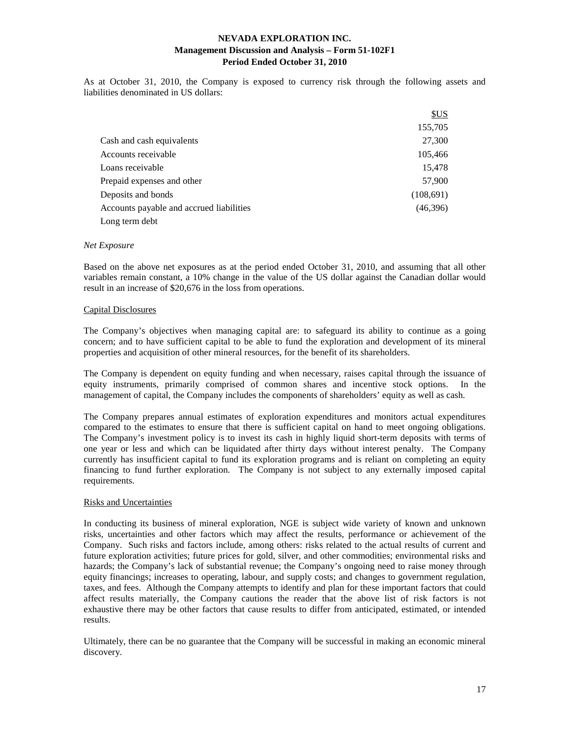As at October 31, 2010, the Company is exposed to currency risk through the following assets and liabilities denominated in US dollars:

| | $US |
|---|---|
| | 155,705 |
| Cash and cash equivalents | 27,300 |
| Accounts receivable | 105,466 |
| Loans receivable | 15,478 |
| Prepaid expenses and other | 57,900 |
| Deposits and bonds | (108,691) |
| Accounts payable and accrued liabilities | (46,396) |
| Long term debt | |

*Net Exposure*

Based on the above net exposures as at the period ended October 31, 2010, and assuming that all other variables remain constant, a 10% change in the value of the US dollar against the Canadian dollar would result in an increase of $20,676 in the loss from operations.

## Capital Disclosures

The Company's objectives when managing capital are: to safeguard its ability to continue as a going concern; and to have sufficient capital to be able to fund the exploration and development of its mineral properties and acquisition of other mineral resources, for the benefit of its shareholders.

The Company is dependent on equity funding and when necessary, raises capital through the issuance of equity instruments, primarily comprised of common shares and incentive stock options. In the management of capital, the Company includes the components of shareholders' equity as well as cash.

The Company prepares annual estimates of exploration expenditures and monitors actual expenditures compared to the estimates to ensure that there is sufficient capital on hand to meet ongoing obligations. The Company's investment policy is to invest its cash in highly liquid short-term deposits with terms of one year or less and which can be liquidated after thirty days without interest penalty. The Company currently has insufficient capital to fund its exploration programs and is reliant on completing an equity financing to fund further exploration. The Company is not subject to any externally imposed capital requirements.

## Risks and Uncertainties

In conducting its business of mineral exploration, NGE is subject wide variety of known and unknown risks, uncertainties and other factors which may affect the results, performance or achievement of the Company. Such risks and factors include, among others: risks related to the actual results of current and future exploration activities; future prices for gold, silver, and other commodities; environmental risks and hazards; the Company's lack of substantial revenue; the Company's ongoing need to raise money through equity financings; increases to operating, labour, and supply costs; and changes to government regulation, taxes, and fees. Although the Company attempts to identify and plan for these important factors that could affect results materially, the Company cautions the reader that the above list of risk factors is not exhaustive there may be other factors that cause results to differ from anticipated, estimated, or intended results.

Ultimately, there can be no guarantee that the Company will be successful in making an economic mineral discovery.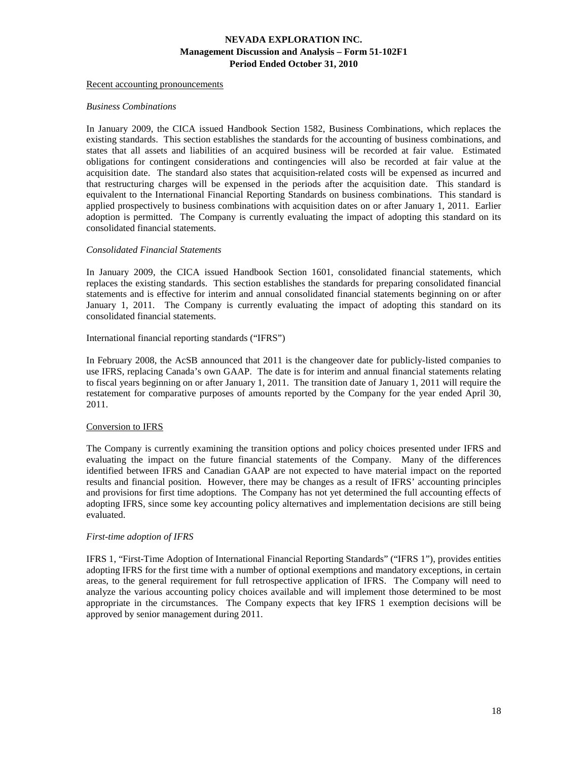Recent accounting pronouncements

*Business Combinations*

In January 2009, the CICA issued Handbook Section 1582, Business Combinations, which replaces the existing standards. This section establishes the standards for the accounting of business combinations, and states that all assets and liabilities of an acquired business will be recorded at fair value. Estimated obligations for contingent considerations and contingencies will also be recorded at fair value at the acquisition date. The standard also states that acquisition-related costs will be expensed as incurred and that restructuring charges will be expensed in the periods after the acquisition date. This standard is equivalent to the International Financial Reporting Standards on business combinations. This standard is applied prospectively to business combinations with acquisition dates on or after January 1, 2011. Earlier adoption is permitted. The Company is currently evaluating the impact of adopting this standard on its consolidated financial statements.

*Consolidated Financial Statements*

In January 2009, the CICA issued Handbook Section 1601, consolidated financial statements, which replaces the existing standards. This section establishes the standards for preparing consolidated financial statements and is effective for interim and annual consolidated financial statements beginning on or after January 1, 2011. The Company is currently evaluating the impact of adopting this standard on its consolidated financial statements.

International financial reporting standards ("IFRS")

In February 2008, the AcSB announced that 2011 is the changeover date for publicly-listed companies to use IFRS, replacing Canada's own GAAP. The date is for interim and annual financial statements relating to fiscal years beginning on or after January 1, 2011. The transition date of January 1, 2011 will require the restatement for comparative purposes of amounts reported by the Company for the year ended April 30, 2011.

Conversion to IFRS

The Company is currently examining the transition options and policy choices presented under IFRS and evaluating the impact on the future financial statements of the Company. Many of the differences identified between IFRS and Canadian GAAP are not expected to have material impact on the reported results and financial position. However, there may be changes as a result of IFRS' accounting principles and provisions for first time adoptions. The Company has not yet determined the full accounting effects of adopting IFRS, since some key accounting policy alternatives and implementation decisions are still being evaluated.

*First-time adoption of IFRS*

IFRS 1, "First-Time Adoption of International Financial Reporting Standards" ("IFRS 1"), provides entities adopting IFRS for the first time with a number of optional exemptions and mandatory exceptions, in certain areas, to the general requirement for full retrospective application of IFRS. The Company will need to analyze the various accounting policy choices available and will implement those determined to be most appropriate in the circumstances. The Company expects that key IFRS 1 exemption decisions will be approved by senior management during 2011.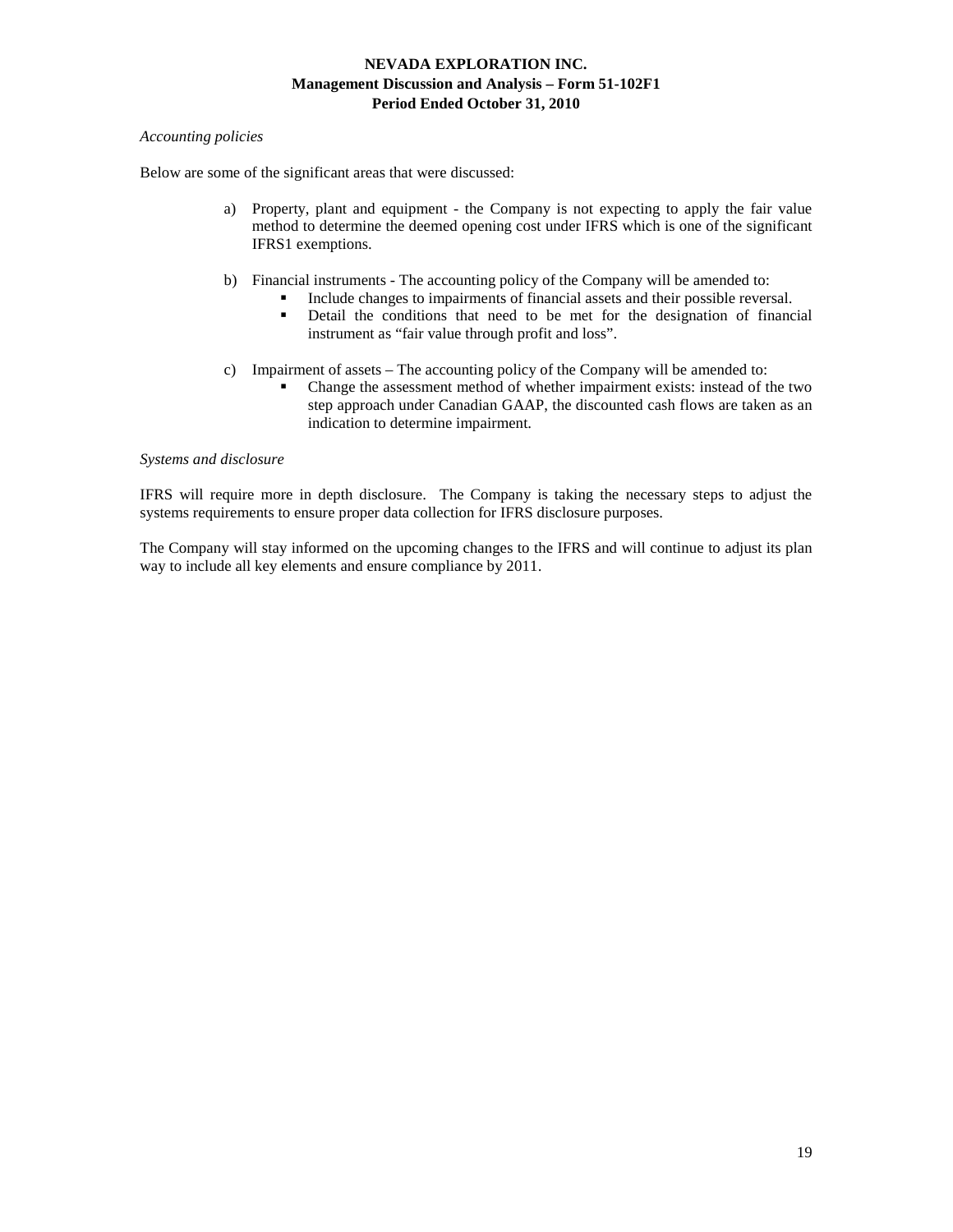*Accounting policies*

Below are some of the significant areas that were discussed:

a) Property, plant and equipment - the Company is not expecting to apply the fair value method to determine the deemed opening cost under IFRS which is one of the significant IFRS1 exemptions.

b) Financial instruments - The accounting policy of the Company will be amended to:
   - Include changes to impairments of financial assets and their possible reversal.
   - Detail the conditions that need to be met for the designation of financial instrument as "fair value through profit and loss".

c) Impairment of assets – The accounting policy of the Company will be amended to:
   - Change the assessment method of whether impairment exists: instead of the two step approach under Canadian GAAP, the discounted cash flows are taken as an indication to determine impairment.

*Systems and disclosure*

IFRS will require more in depth disclosure. The Company is taking the necessary steps to adjust the systems requirements to ensure proper data collection for IFRS disclosure purposes.

The Company will stay informed on the upcoming changes to the IFRS and will continue to adjust its plan way to include all key elements and ensure compliance by 2011.